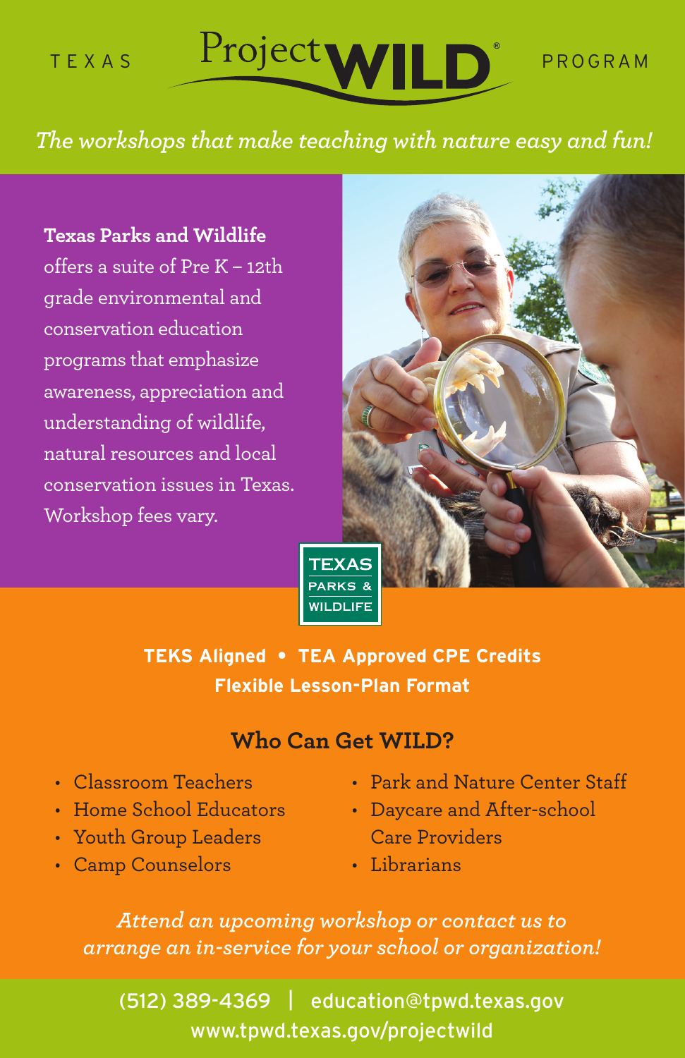# TEXAS Project WILD® PROGRAM

*The workshops that make teaching with nature easy and fun!*

**Texas Parks and Wildlife** offers a suite of Pre K – 12th grade environmental and conservation education programs that emphasize awareness, appreciation and understanding of wildlife, natural resources and local conservation issues in Texas. Workshop fees vary.

TEXAS PARKS & WILDLIFE

**TEKS Aligned • TEA Approved CPE Credits**
**Flexible Lesson-Plan Format**

## Who Can Get WILD?

- Classroom Teachers
- Home School Educators
- Youth Group Leaders
- Camp Counselors
- Park and Nature Center Staff
- Daycare and After-school Care Providers
- Librarians

*Attend an upcoming workshop or contact us to arrange an in-service for your school or organization!*

(512) 389-4369 | education@tpwd.texas.gov
www.tpwd.texas.gov/projectwild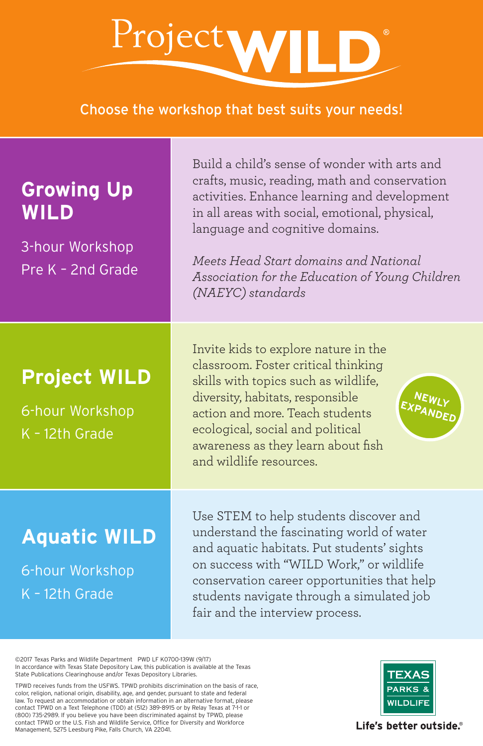# Project WILD®

Choose the workshop that best suits your needs!

## Growing Up WILD

3-hour Workshop
Pre K – 2nd Grade

Build a child's sense of wonder with arts and crafts, music, reading, math and conservation activities. Enhance learning and development in all areas with social, emotional, physical, language and cognitive domains.

*Meets Head Start domains and National Association for the Education of Young Children (NAEYC) standards*

## Project WILD

6-hour Workshop
K – 12th Grade

Invite kids to explore nature in the classroom. Foster critical thinking skills with topics such as wildlife, diversity, habitats, responsible action and more. Teach students ecological, social and political awareness as they learn about fish and wildlife resources.

NEWLY EXPANDED

## Aquatic WILD

6-hour Workshop
K – 12th Grade

Use STEM to help students discover and understand the fascinating world of water and aquatic habitats. Put students' sights on success with "WILD Work," or wildlife conservation career opportunities that help students navigate through a simulated job fair and the interview process.

©2017 Texas Parks and Wildlife Department PWD LF K0700-139W (9/17)
In accordance with Texas State Depository Law, this publication is available at the Texas State Publications Clearinghouse and/or Texas Depository Libraries.

TPWD receives funds from the USFWS. TPWD prohibits discrimination on the basis of race, color, religion, national origin, disability, age, and gender, pursuant to state and federal law. To request an accommodation or obtain information in an alternative format, please contact TPWD on a Text Telephone (TDD) at (512) 389-8915 or by Relay Texas at 7-1-1 or (800) 735-2989. If you believe you have been discriminated against by TPWD, please contact TPWD or the U.S. Fish and Wildlife Service, Office for Diversity and Workforce Management, 5275 Leesburg Pike, Falls Church, VA 22041.

TEXAS PARKS & WILDLIFE

Life's better outside.®